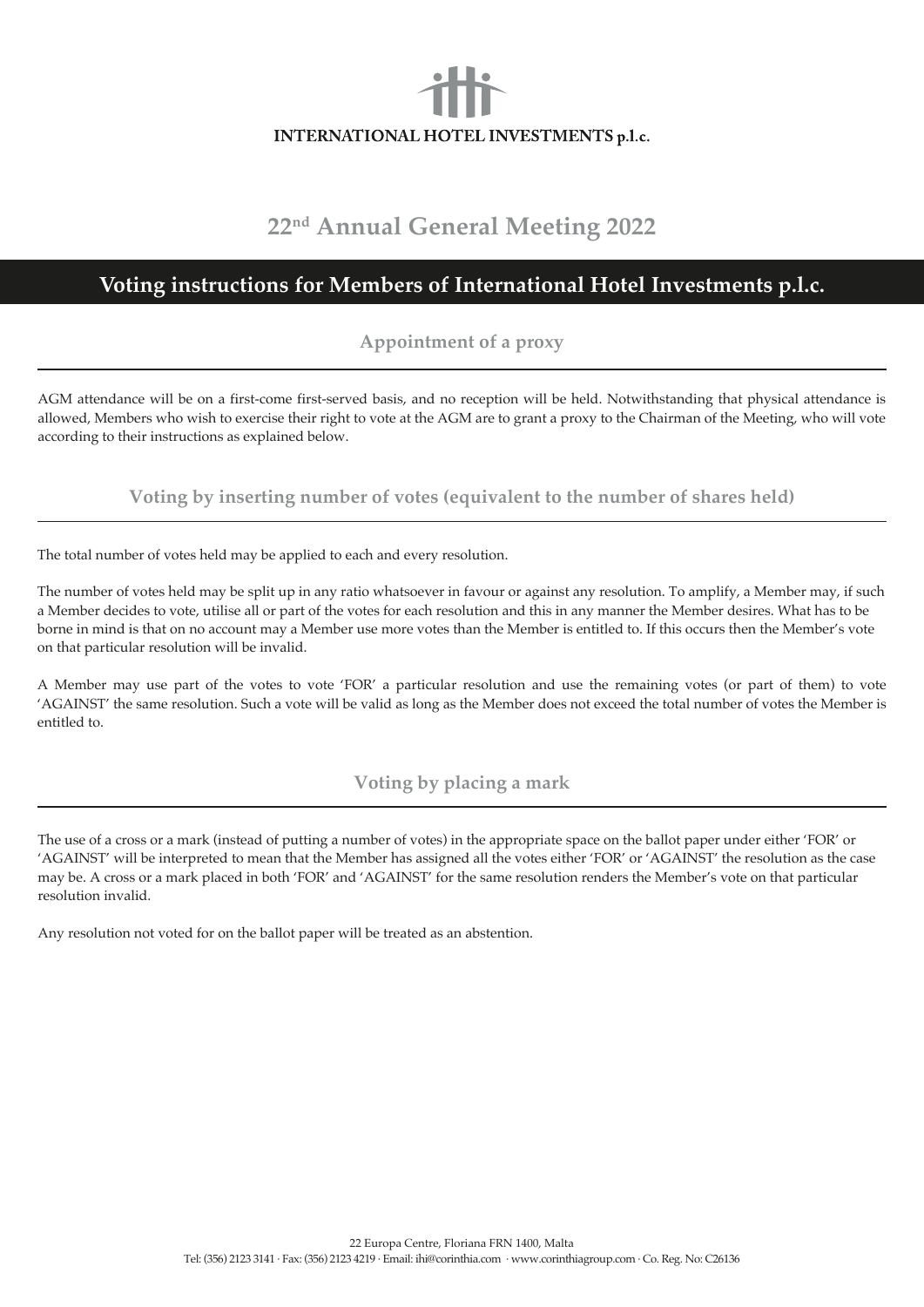INTERNATIONAL HOTEL INVESTMENTS p.l.c.

# 22nd Annual General Meeting 2022

## Voting instructions for Members of International Hotel Investments p.l.c.

### Appointment of a proxy

AGM attendance will be on a first-come first-served basis, and no reception will be held. Notwithstanding that physical attendance is allowed, Members who wish to exercise their right to vote at the AGM are to grant a proxy to the Chairman of the Meeting, who will vote according to their instructions as explained below.

### Voting by inserting number of votes (equivalent to the number of shares held)

The total number of votes held may be applied to each and every resolution.

The number of votes held may be split up in any ratio whatsoever in favour or against any resolution. To amplify, a Member may, if such a Member decides to vote, utilise all or part of the votes for each resolution and this in any manner the Member desires. What has to be borne in mind is that on no account may a Member use more votes than the Member is entitled to. If this occurs then the Member's vote on that particular resolution will be invalid.

A Member may use part of the votes to vote 'FOR' a particular resolution and use the remaining votes (or part of them) to vote 'AGAINST' the same resolution. Such a vote will be valid as long as the Member does not exceed the total number of votes the Member is entitled to.

### Voting by placing a mark

The use of a cross or a mark (instead of putting a number of votes) in the appropriate space on the ballot paper under either 'FOR' or 'AGAINST' will be interpreted to mean that the Member has assigned all the votes either 'FOR' or 'AGAINST' the resolution as the case may be. A cross or a mark placed in both 'FOR' and 'AGAINST' for the same resolution renders the Member's vote on that particular resolution invalid.

Any resolution not voted for on the ballot paper will be treated as an abstention.

22 Europa Centre, Floriana FRN 1400, Malta
Tel: (356) 2123 3141 · Fax: (356) 2123 4219 · Email: ihi@corinthia.com · www.corinthiagroup.com · Co. Reg. No: C26136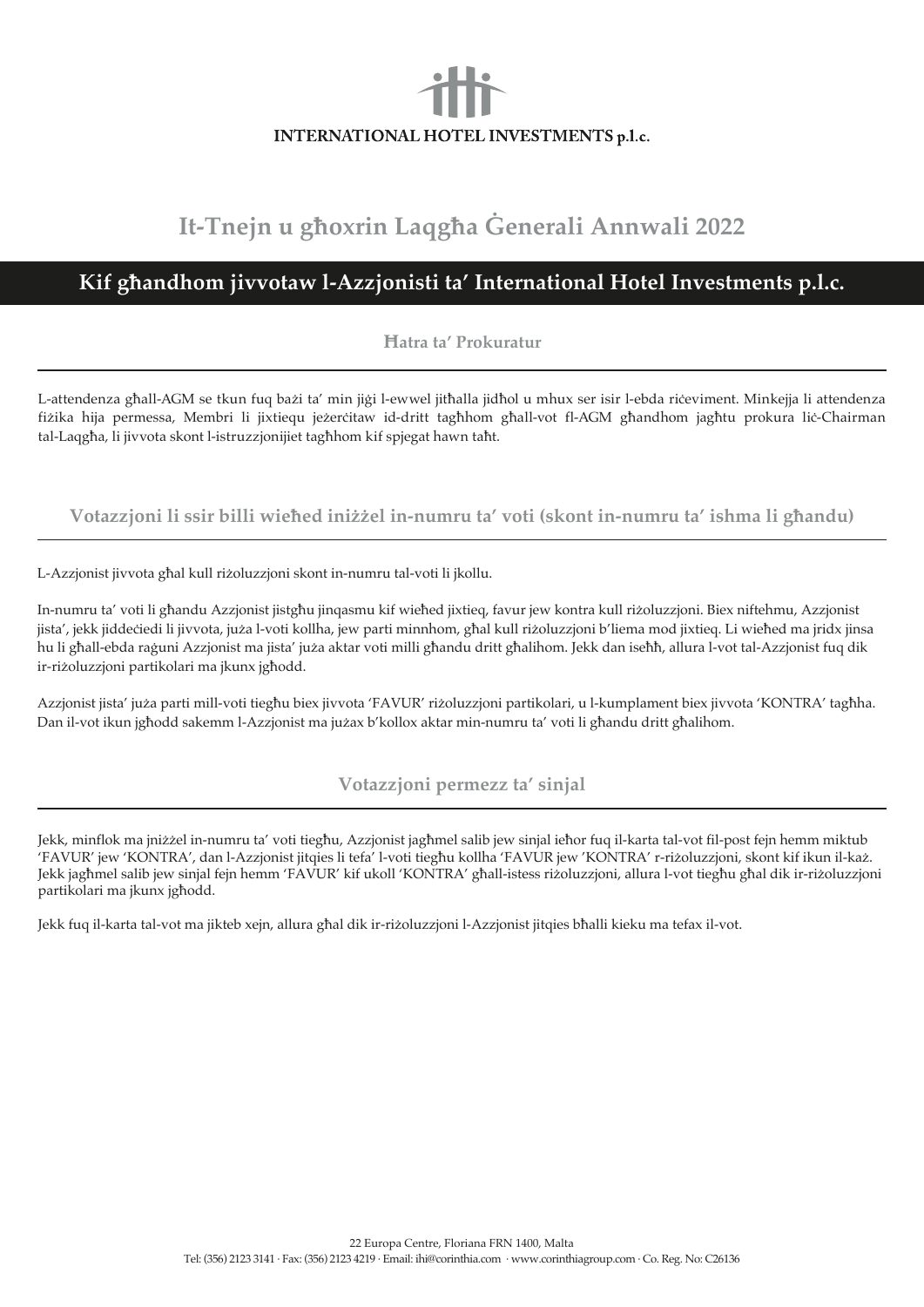INTERNATIONAL HOTEL INVESTMENTS p.l.c.

# It-Tnejn u għoxrin Laqgħa Ġenerali Annwali 2022

## Kif għandhom jivvotaw l-Azzjonisti ta' International Hotel Investments p.l.c.

### Ħatra ta' Prokuratur

L-attendenza għall-AGM se tkun fuq bażi ta' min jiġi l-ewwel jitħalla jidħol u mhux ser isir l-ebda riċeviment. Minkejja li attendenza fiżika hija permessa, Membri li jixtiequ jeżerċitaw id-dritt tagħhom għall-vot fl-AGM għandhom jagħtu prokura liċ-Chairman tal-Laqgħa, li jivvota skont l-istruzzjonijiet tagħhom kif spjegat hawn taħt.

### Votazzjoni li ssir billi wieħed iniżżel in-numru ta' voti (skont in-numru ta' ishma li għandu)

L-Azzjonist jivvota għal kull riżoluzzjoni skont in-numru tal-voti li jkollu.

In-numru ta' voti li għandu Azzjonist jistgħu jinqasmu kif wieħed jixtieq, favur jew kontra kull riżoluzzjoni. Biex niftehmu, Azzjonist jista', jekk jiddeċiedi li jivvota, juża l-voti kollha, jew parti minnhom, għal kull riżoluzzjoni b'liema mod jixtieq. Li wieħed ma jridx jinsa hu li għall-ebda raġuni Azzjonist ma jista' juża aktar voti milli għandu dritt għalihom. Jekk dan iseħħ, allura l-vot tal-Azzjonist fuq dik ir-riżoluzzjoni partikolari ma jkunx jgħodd.

Azzjonist jista' juża parti mill-voti tiegħu biex jivvota 'FAVUR' riżoluzzjoni partikolari, u l-kumplament biex jivvota 'KONTRA' tagħha. Dan il-vot ikun jgħodd sakemm l-Azzjonist ma jużax b'kollox aktar min-numru ta' voti li għandu dritt għalihom.

### Votazzjoni permezz ta' sinjal

Jekk, minflok ma jniżżel in-numru ta' voti tiegħu, Azzjonist jagħmel salib jew sinjal ieħor fuq il-karta tal-vot fil-post fejn hemm miktub 'FAVUR' jew 'KONTRA', dan l-Azzjonist jitqies li tefa' l-voti tiegħu kollha 'FAVUR jew 'KONTRA' r-riżoluzzjoni, skont kif ikun il-każ. Jekk jagħmel salib jew sinjal fejn hemm 'FAVUR' kif ukoll 'KONTRA' għall-istess riżoluzzjoni, allura l-vot tiegħu għal dik ir-riżoluzzjoni partikolari ma jkunx jgħodd.

Jekk fuq il-karta tal-vot ma jikteb xejn, allura għal dik ir-riżoluzzjoni l-Azzjonist jitqies bħalli kieku ma tefax il-vot.

22 Europa Centre, Floriana FRN 1400, Malta
Tel: (356) 2123 3141 · Fax: (356) 2123 4219 · Email: ihi@corinthia.com · www.corinthiagroup.com · Co. Reg. No: C26136